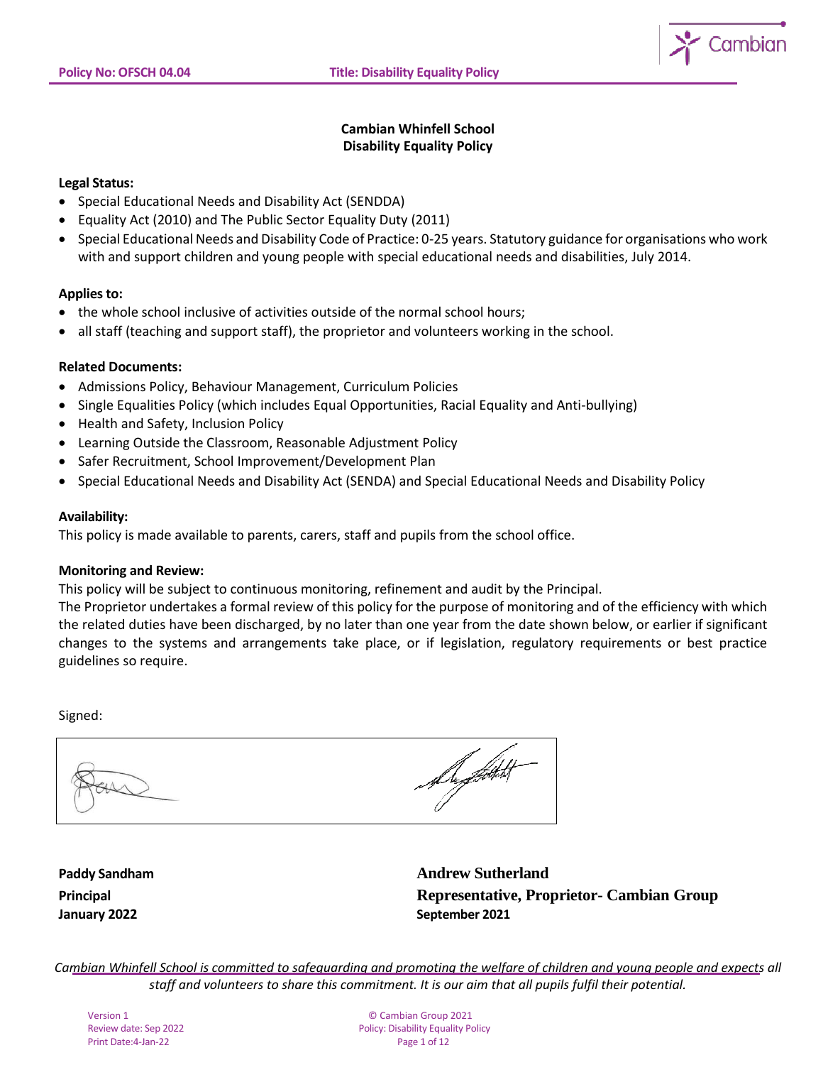# Cambian Whinfell School
# Disability Equality Policy

**Legal Status:**

- Special Educational Needs and Disability Act (SENDDA)
- Equality Act (2010) and The Public Sector Equality Duty (2011)
- Special Educational Needs and Disability Code of Practice: 0-25 years. Statutory guidance for organisations who work with and support children and young people with special educational needs and disabilities, July 2014.

**Applies to:**

- the whole school inclusive of activities outside of the normal school hours;
- all staff (teaching and support staff), the proprietor and volunteers working in the school.

**Related Documents:**

- Admissions Policy, Behaviour Management, Curriculum Policies
- Single Equalities Policy (which includes Equal Opportunities, Racial Equality and Anti-bullying)
- Health and Safety, Inclusion Policy
- Learning Outside the Classroom, Reasonable Adjustment Policy
- Safer Recruitment, School Improvement/Development Plan
- Special Educational Needs and Disability Act (SENDA) and Special Educational Needs and Disability Policy

**Availability:**

This policy is made available to parents, carers, staff and pupils from the school office.

**Monitoring and Review:**

This policy will be subject to continuous monitoring, refinement and audit by the Principal.

The Proprietor undertakes a formal review of this policy for the purpose of monitoring and of the efficiency with which the related duties have been discharged, by no later than one year from the date shown below, or earlier if significant changes to the systems and arrangements take place, or if legislation, regulatory requirements or best practice guidelines so require.

Signed:

| **Paddy Sandham** | **Andrew Sutherland** |
|---|---|
| **Principal** | **Representative, Proprietor- Cambian Group** |
| **January 2022** | **September 2021** |

*Cambian Whinfell School is committed to safeguarding and promoting the welfare of children and young people and expects all staff and volunteers to share this commitment. It is our aim that all pupils fulfil their potential.*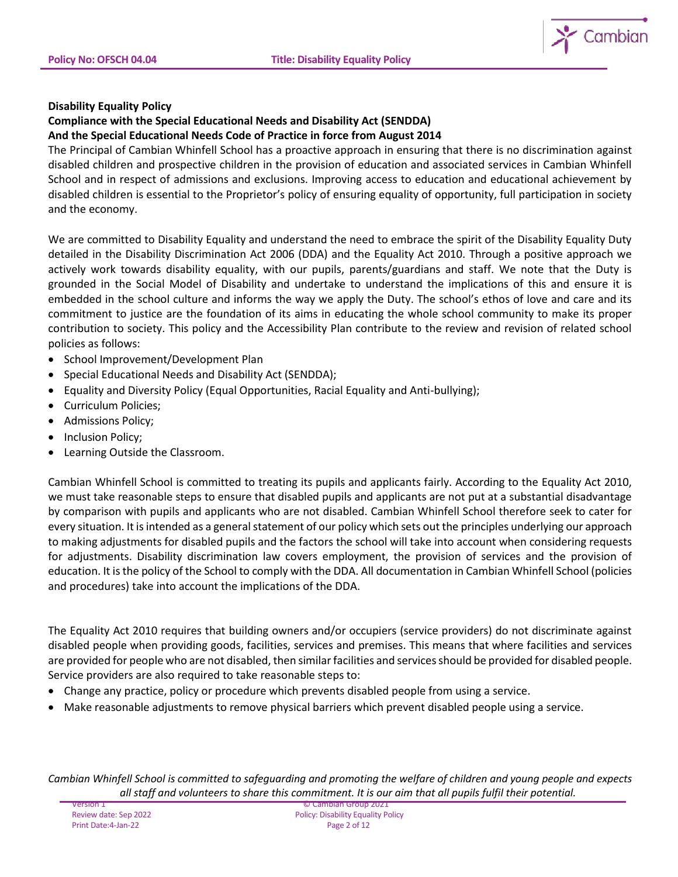**Disability Equality Policy**

**Compliance with the Special Educational Needs and Disability Act (SENDDA)**

**And the Special Educational Needs Code of Practice in force from August 2014**

The Principal of Cambian Whinfell School has a proactive approach in ensuring that there is no discrimination against disabled children and prospective children in the provision of education and associated services in Cambian Whinfell School and in respect of admissions and exclusions. Improving access to education and educational achievement by disabled children is essential to the Proprietor's policy of ensuring equality of opportunity, full participation in society and the economy.

We are committed to Disability Equality and understand the need to embrace the spirit of the Disability Equality Duty detailed in the Disability Discrimination Act 2006 (DDA) and the Equality Act 2010. Through a positive approach we actively work towards disability equality, with our pupils, parents/guardians and staff. We note that the Duty is grounded in the Social Model of Disability and undertake to understand the implications of this and ensure it is embedded in the school culture and informs the way we apply the Duty. The school's ethos of love and care and its commitment to justice are the foundation of its aims in educating the whole school community to make its proper contribution to society. This policy and the Accessibility Plan contribute to the review and revision of related school policies as follows:

- School Improvement/Development Plan
- Special Educational Needs and Disability Act (SENDDA);
- Equality and Diversity Policy (Equal Opportunities, Racial Equality and Anti-bullying);
- Curriculum Policies;
- Admissions Policy;
- Inclusion Policy;
- Learning Outside the Classroom.

Cambian Whinfell School is committed to treating its pupils and applicants fairly. According to the Equality Act 2010, we must take reasonable steps to ensure that disabled pupils and applicants are not put at a substantial disadvantage by comparison with pupils and applicants who are not disabled. Cambian Whinfell School therefore seek to cater for every situation. It is intended as a general statement of our policy which sets out the principles underlying our approach to making adjustments for disabled pupils and the factors the school will take into account when considering requests for adjustments. Disability discrimination law covers employment, the provision of services and the provision of education. It is the policy of the School to comply with the DDA. All documentation in Cambian Whinfell School (policies and procedures) take into account the implications of the DDA.

The Equality Act 2010 requires that building owners and/or occupiers (service providers) do not discriminate against disabled people when providing goods, facilities, services and premises. This means that where facilities and services are provided for people who are not disabled, then similar facilities and services should be provided for disabled people. Service providers are also required to take reasonable steps to:

- Change any practice, policy or procedure which prevents disabled people from using a service.
- Make reasonable adjustments to remove physical barriers which prevent disabled people using a service.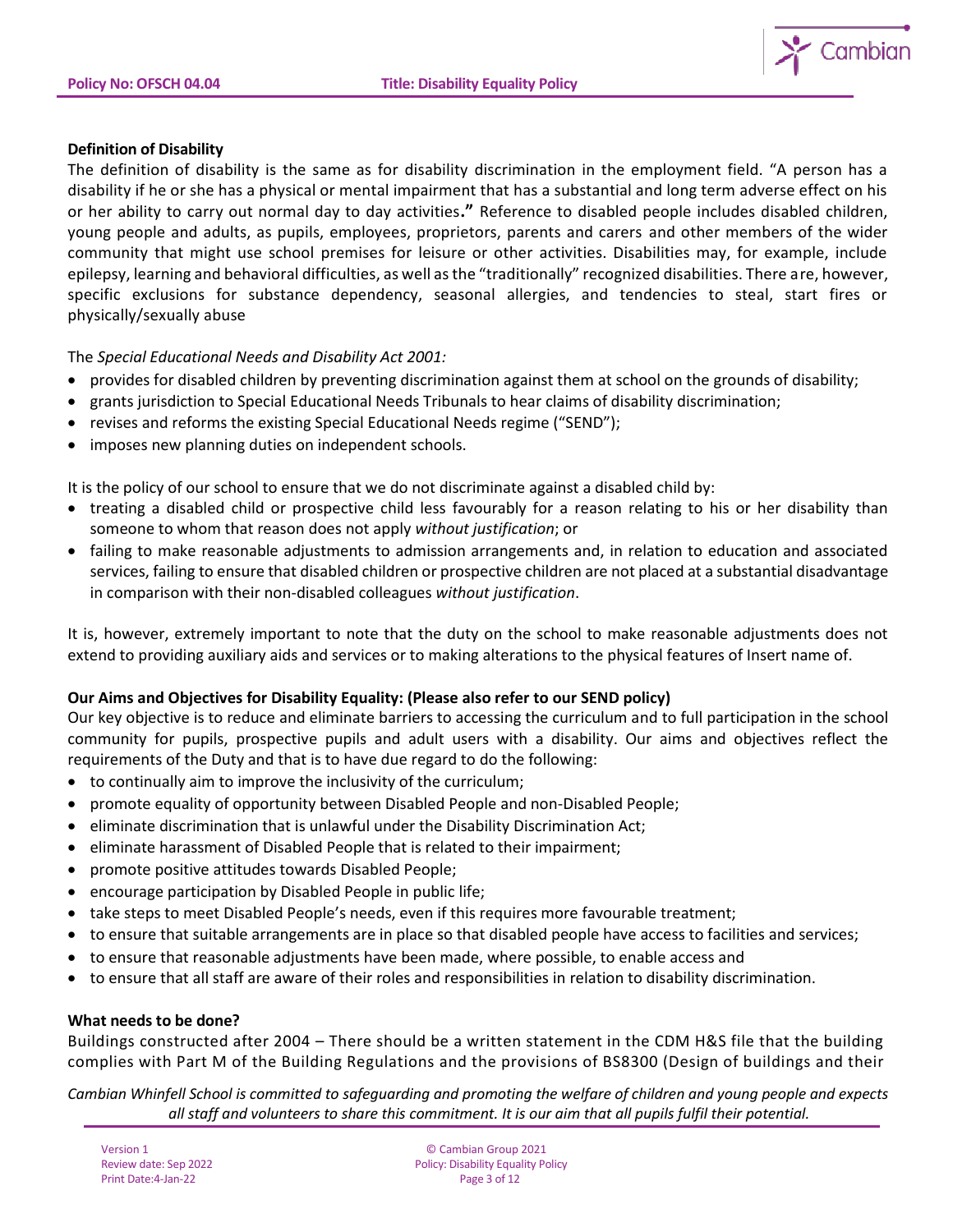**Definition of Disability**

The definition of disability is the same as for disability discrimination in the employment field. "A person has a disability if he or she has a physical or mental impairment that has a substantial and long term adverse effect on his or her ability to carry out normal day to day activities**."** Reference to disabled people includes disabled children, young people and adults, as pupils, employees, proprietors, parents and carers and other members of the wider community that might use school premises for leisure or other activities. Disabilities may, for example, include epilepsy, learning and behavioral difficulties, as well as the "traditionally" recognized disabilities. There are, however, specific exclusions for substance dependency, seasonal allergies, and tendencies to steal, start fires or physically/sexually abuse

The *Special Educational Needs and Disability Act 2001:*

- provides for disabled children by preventing discrimination against them at school on the grounds of disability;
- grants jurisdiction to Special Educational Needs Tribunals to hear claims of disability discrimination;
- revises and reforms the existing Special Educational Needs regime ("SEND");
- imposes new planning duties on independent schools.

It is the policy of our school to ensure that we do not discriminate against a disabled child by:

- treating a disabled child or prospective child less favourably for a reason relating to his or her disability than someone to whom that reason does not apply *without justification*; or
- failing to make reasonable adjustments to admission arrangements and, in relation to education and associated services, failing to ensure that disabled children or prospective children are not placed at a substantial disadvantage in comparison with their non-disabled colleagues *without justification*.

It is, however, extremely important to note that the duty on the school to make reasonable adjustments does not extend to providing auxiliary aids and services or to making alterations to the physical features of Insert name of.

**Our Aims and Objectives for Disability Equality: (Please also refer to our SEND policy)**

Our key objective is to reduce and eliminate barriers to accessing the curriculum and to full participation in the school community for pupils, prospective pupils and adult users with a disability. Our aims and objectives reflect the requirements of the Duty and that is to have due regard to do the following:

- to continually aim to improve the inclusivity of the curriculum;
- promote equality of opportunity between Disabled People and non-Disabled People;
- eliminate discrimination that is unlawful under the Disability Discrimination Act;
- eliminate harassment of Disabled People that is related to their impairment;
- promote positive attitudes towards Disabled People;
- encourage participation by Disabled People in public life;
- take steps to meet Disabled People's needs, even if this requires more favourable treatment;
- to ensure that suitable arrangements are in place so that disabled people have access to facilities and services;
- to ensure that reasonable adjustments have been made, where possible, to enable access and
- to ensure that all staff are aware of their roles and responsibilities in relation to disability discrimination.

**What needs to be done?**

Buildings constructed after 2004 – There should be a written statement in the CDM H&S file that the building complies with Part M of the Building Regulations and the provisions of BS8300 (Design of buildings and their

*Cambian Whinfell School is committed to safeguarding and promoting the welfare of children and young people and expects all staff and volunteers to share this commitment. It is our aim that all pupils fulfil their potential.*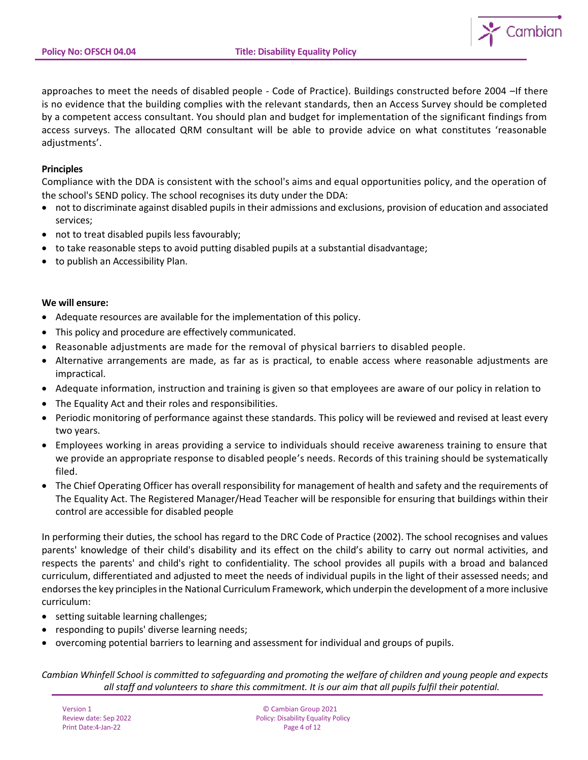approaches to meet the needs of disabled people - Code of Practice). Buildings constructed before 2004 –If there is no evidence that the building complies with the relevant standards, then an Access Survey should be completed by a competent access consultant. You should plan and budget for implementation of the significant findings from access surveys. The allocated QRM consultant will be able to provide advice on what constitutes 'reasonable adjustments'.

**Principles**

Compliance with the DDA is consistent with the school's aims and equal opportunities policy, and the operation of the school's SEND policy. The school recognises its duty under the DDA:

- not to discriminate against disabled pupils in their admissions and exclusions, provision of education and associated services;
- not to treat disabled pupils less favourably;
- to take reasonable steps to avoid putting disabled pupils at a substantial disadvantage;
- to publish an Accessibility Plan.

**We will ensure:**

- Adequate resources are available for the implementation of this policy.
- This policy and procedure are effectively communicated.
- Reasonable adjustments are made for the removal of physical barriers to disabled people.
- Alternative arrangements are made, as far as is practical, to enable access where reasonable adjustments are impractical.
- Adequate information, instruction and training is given so that employees are aware of our policy in relation to
- The Equality Act and their roles and responsibilities.
- Periodic monitoring of performance against these standards. This policy will be reviewed and revised at least every two years.
- Employees working in areas providing a service to individuals should receive awareness training to ensure that we provide an appropriate response to disabled people's needs. Records of this training should be systematically filed.
- The Chief Operating Officer has overall responsibility for management of health and safety and the requirements of The Equality Act. The Registered Manager/Head Teacher will be responsible for ensuring that buildings within their control are accessible for disabled people

In performing their duties, the school has regard to the DRC Code of Practice (2002). The school recognises and values parents' knowledge of their child's disability and its effect on the child's ability to carry out normal activities, and respects the parents' and child's right to confidentiality. The school provides all pupils with a broad and balanced curriculum, differentiated and adjusted to meet the needs of individual pupils in the light of their assessed needs; and endorses the key principles in the National Curriculum Framework, which underpin the development of a more inclusive curriculum:

- setting suitable learning challenges;
- responding to pupils' diverse learning needs;
- overcoming potential barriers to learning and assessment for individual and groups of pupils.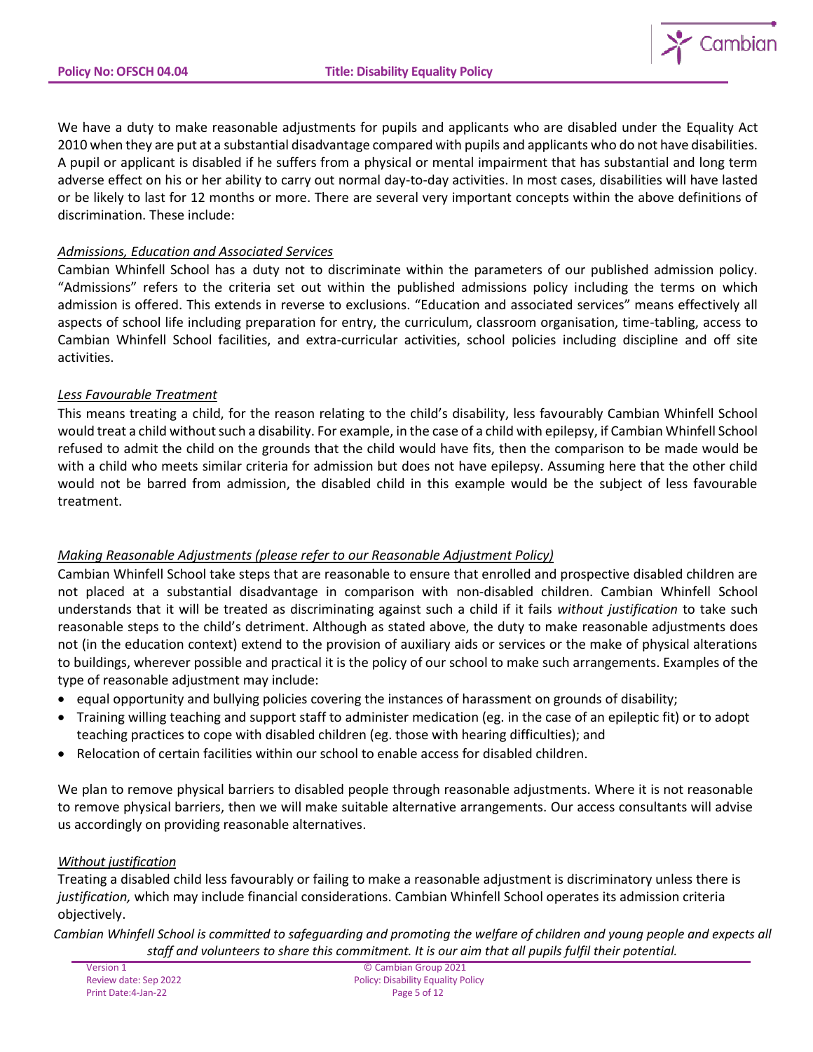We have a duty to make reasonable adjustments for pupils and applicants who are disabled under the Equality Act 2010 when they are put at a substantial disadvantage compared with pupils and applicants who do not have disabilities. A pupil or applicant is disabled if he suffers from a physical or mental impairment that has substantial and long term adverse effect on his or her ability to carry out normal day-to-day activities. In most cases, disabilities will have lasted or be likely to last for 12 months or more. There are several very important concepts within the above definitions of discrimination. These include:

*Admissions, Education and Associated Services*

Cambian Whinfell School has a duty not to discriminate within the parameters of our published admission policy. "Admissions" refers to the criteria set out within the published admissions policy including the terms on which admission is offered. This extends in reverse to exclusions. "Education and associated services" means effectively all aspects of school life including preparation for entry, the curriculum, classroom organisation, time-tabling, access to Cambian Whinfell School facilities, and extra-curricular activities, school policies including discipline and off site activities.

*Less Favourable Treatment*

This means treating a child, for the reason relating to the child's disability, less favourably Cambian Whinfell School would treat a child without such a disability. For example, in the case of a child with epilepsy, if Cambian Whinfell School refused to admit the child on the grounds that the child would have fits, then the comparison to be made would be with a child who meets similar criteria for admission but does not have epilepsy. Assuming here that the other child would not be barred from admission, the disabled child in this example would be the subject of less favourable treatment.

*Making Reasonable Adjustments (please refer to our Reasonable Adjustment Policy)*

Cambian Whinfell School take steps that are reasonable to ensure that enrolled and prospective disabled children are not placed at a substantial disadvantage in comparison with non-disabled children. Cambian Whinfell School understands that it will be treated as discriminating against such a child if it fails *without justification* to take such reasonable steps to the child's detriment. Although as stated above, the duty to make reasonable adjustments does not (in the education context) extend to the provision of auxiliary aids or services or the make of physical alterations to buildings, wherever possible and practical it is the policy of our school to make such arrangements. Examples of the type of reasonable adjustment may include:

- equal opportunity and bullying policies covering the instances of harassment on grounds of disability;
- Training willing teaching and support staff to administer medication (eg. in the case of an epileptic fit) or to adopt teaching practices to cope with disabled children (eg. those with hearing difficulties); and
- Relocation of certain facilities within our school to enable access for disabled children.

We plan to remove physical barriers to disabled people through reasonable adjustments. Where it is not reasonable to remove physical barriers, then we will make suitable alternative arrangements. Our access consultants will advise us accordingly on providing reasonable alternatives.

*Without justification*

Treating a disabled child less favourably or failing to make a reasonable adjustment is discriminatory unless there is *justification,* which may include financial considerations. Cambian Whinfell School operates its admission criteria objectively.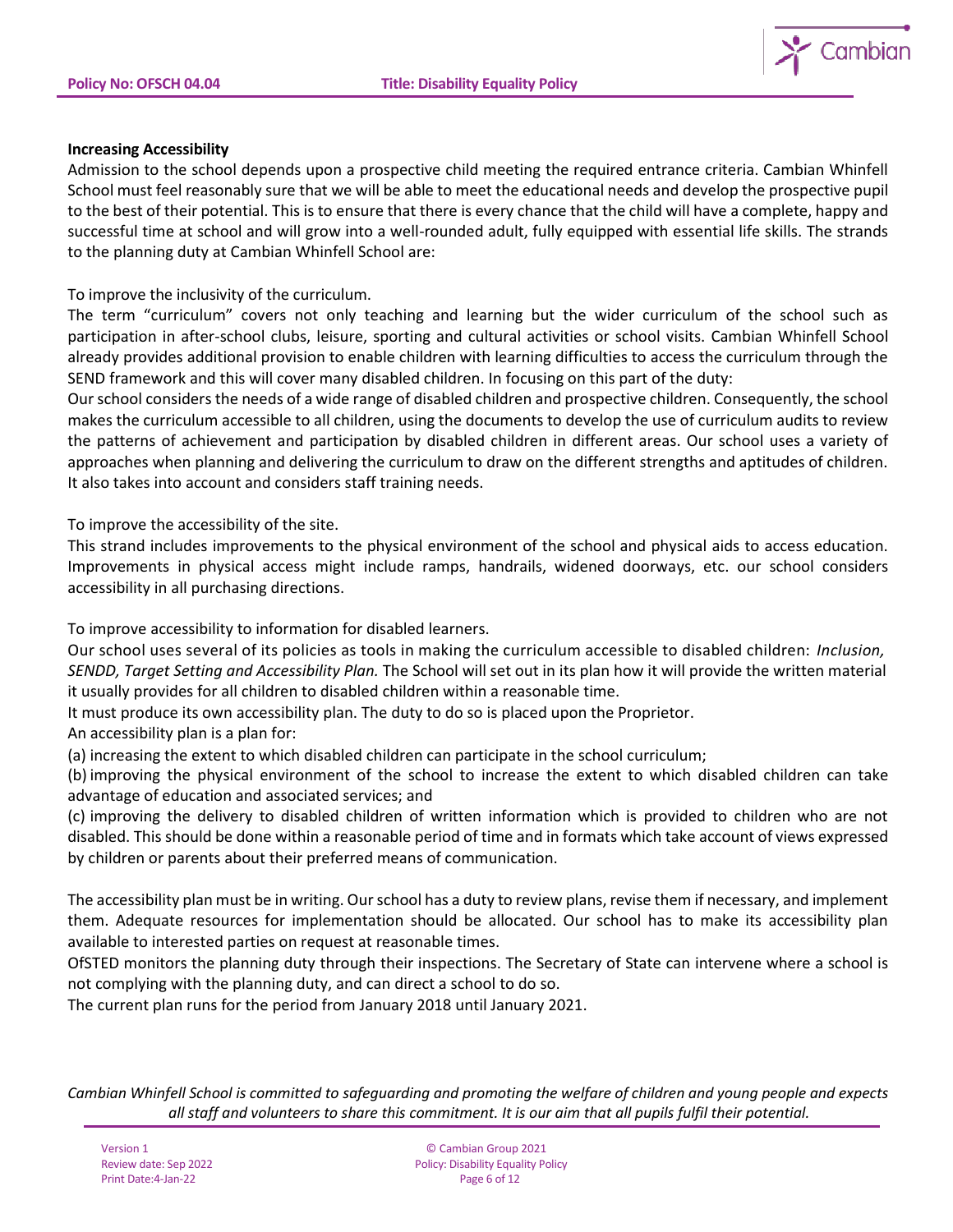**Increasing Accessibility**

Admission to the school depends upon a prospective child meeting the required entrance criteria. Cambian Whinfell School must feel reasonably sure that we will be able to meet the educational needs and develop the prospective pupil to the best of their potential. This is to ensure that there is every chance that the child will have a complete, happy and successful time at school and will grow into a well-rounded adult, fully equipped with essential life skills. The strands to the planning duty at Cambian Whinfell School are:

To improve the inclusivity of the curriculum.

The term "curriculum" covers not only teaching and learning but the wider curriculum of the school such as participation in after-school clubs, leisure, sporting and cultural activities or school visits. Cambian Whinfell School already provides additional provision to enable children with learning difficulties to access the curriculum through the SEND framework and this will cover many disabled children. In focusing on this part of the duty:

Our school considers the needs of a wide range of disabled children and prospective children. Consequently, the school makes the curriculum accessible to all children, using the documents to develop the use of curriculum audits to review the patterns of achievement and participation by disabled children in different areas. Our school uses a variety of approaches when planning and delivering the curriculum to draw on the different strengths and aptitudes of children. It also takes into account and considers staff training needs.

To improve the accessibility of the site.

This strand includes improvements to the physical environment of the school and physical aids to access education. Improvements in physical access might include ramps, handrails, widened doorways, etc. our school considers accessibility in all purchasing directions.

To improve accessibility to information for disabled learners.

Our school uses several of its policies as tools in making the curriculum accessible to disabled children: *Inclusion, SENDD, Target Setting and Accessibility Plan.* The School will set out in its plan how it will provide the written material it usually provides for all children to disabled children within a reasonable time.

It must produce its own accessibility plan. The duty to do so is placed upon the Proprietor.

An accessibility plan is a plan for:

(a) increasing the extent to which disabled children can participate in the school curriculum;

(b) improving the physical environment of the school to increase the extent to which disabled children can take advantage of education and associated services; and

(c) improving the delivery to disabled children of written information which is provided to children who are not disabled. This should be done within a reasonable period of time and in formats which take account of views expressed by children or parents about their preferred means of communication.

The accessibility plan must be in writing. Our school has a duty to review plans, revise them if necessary, and implement them. Adequate resources for implementation should be allocated. Our school has to make its accessibility plan available to interested parties on request at reasonable times.

OfSTED monitors the planning duty through their inspections. The Secretary of State can intervene where a school is not complying with the planning duty, and can direct a school to do so.

The current plan runs for the period from January 2018 until January 2021.

*Cambian Whinfell School is committed to safeguarding and promoting the welfare of children and young people and expects all staff and volunteers to share this commitment. It is our aim that all pupils fulfil their potential.*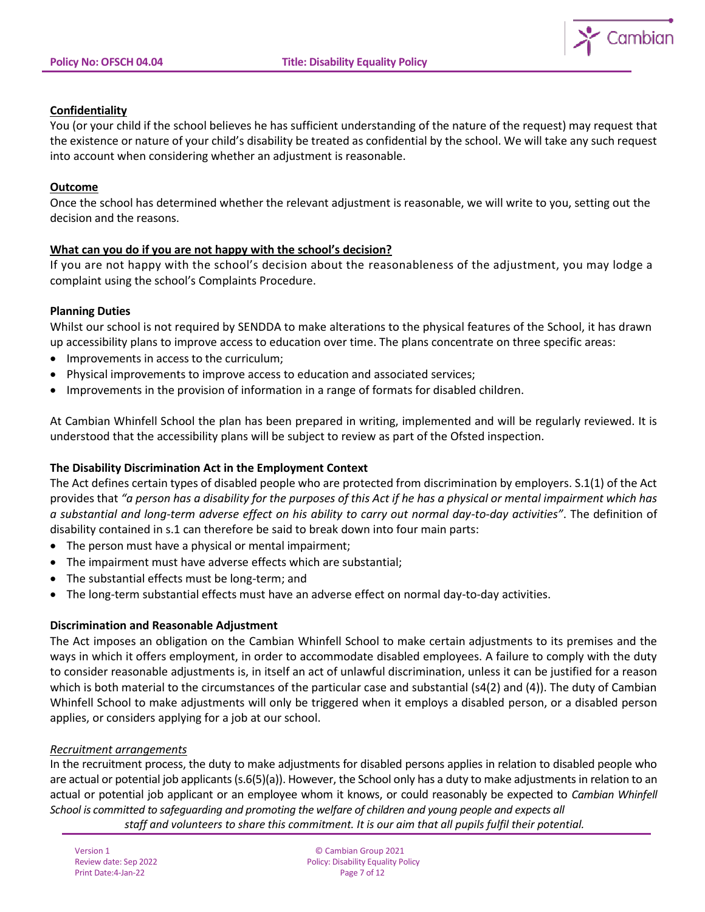**<u>Confidentiality</u>**

You (or your child if the school believes he has sufficient understanding of the nature of the request) may request that the existence or nature of your child's disability be treated as confidential by the school. We will take any such request into account when considering whether an adjustment is reasonable.

**<u>Outcome</u>**

Once the school has determined whether the relevant adjustment is reasonable, we will write to you, setting out the decision and the reasons.

**<u>What can you do if you are not happy with the school's decision?</u>**

If you are not happy with the school's decision about the reasonableness of the adjustment, you may lodge a complaint using the school's Complaints Procedure.

**Planning Duties**

Whilst our school is not required by SENDDA to make alterations to the physical features of the School, it has drawn up accessibility plans to improve access to education over time. The plans concentrate on three specific areas:

- Improvements in access to the curriculum;
- Physical improvements to improve access to education and associated services;
- Improvements in the provision of information in a range of formats for disabled children.

At Cambian Whinfell School the plan has been prepared in writing, implemented and will be regularly reviewed. It is understood that the accessibility plans will be subject to review as part of the Ofsted inspection.

**The Disability Discrimination Act in the Employment Context**

The Act defines certain types of disabled people who are protected from discrimination by employers. S.1(1) of the Act provides that *"a person has a disability for the purposes of this Act if he has a physical or mental impairment which has a substantial and long-term adverse effect on his ability to carry out normal day-to-day activities"*. The definition of disability contained in s.1 can therefore be said to break down into four main parts:

- The person must have a physical or mental impairment;
- The impairment must have adverse effects which are substantial;
- The substantial effects must be long-term; and
- The long-term substantial effects must have an adverse effect on normal day-to-day activities.

**Discrimination and Reasonable Adjustment**

The Act imposes an obligation on the Cambian Whinfell School to make certain adjustments to its premises and the ways in which it offers employment, in order to accommodate disabled employees. A failure to comply with the duty to consider reasonable adjustments is, in itself an act of unlawful discrimination, unless it can be justified for a reason which is both material to the circumstances of the particular case and substantial (s4(2) and (4)). The duty of Cambian Whinfell School to make adjustments will only be triggered when it employs a disabled person, or a disabled person applies, or considers applying for a job at our school.

*<u>Recruitment arrangements</u>*

In the recruitment process, the duty to make adjustments for disabled persons applies in relation to disabled people who are actual or potential job applicants (s.6(5)(a)). However, the School only has a duty to make adjustments in relation to an actual or potential job applicant or an employee whom it knows, or could reasonably be expected to

*Cambian Whinfell School is committed to safeguarding and promoting the welfare of children and young people and expects all staff and volunteers to share this commitment. It is our aim that all pupils fulfil their potential.*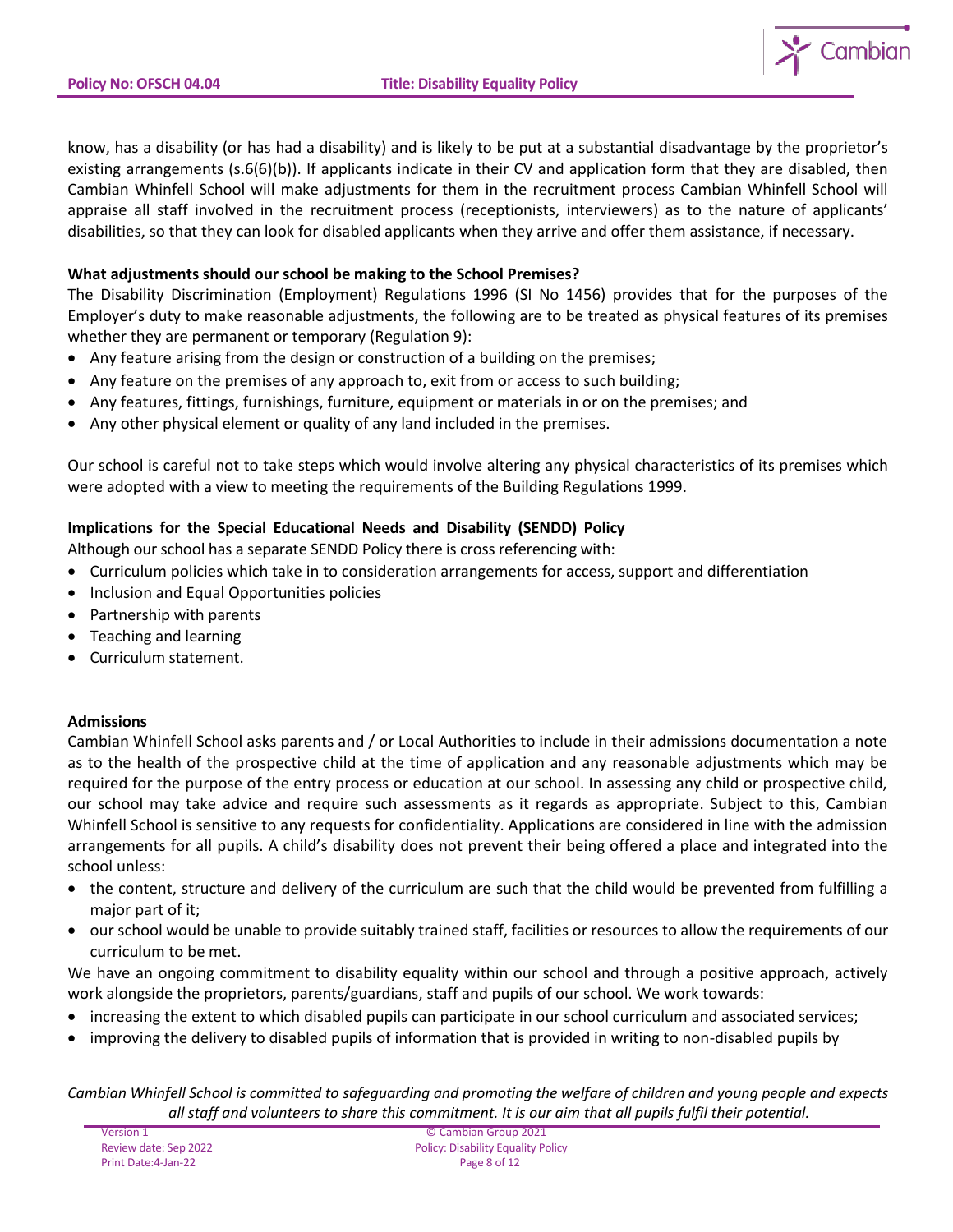know, has a disability (or has had a disability) and is likely to be put at a substantial disadvantage by the proprietor's existing arrangements (s.6(6)(b)). If applicants indicate in their CV and application form that they are disabled, then Cambian Whinfell School will make adjustments for them in the recruitment process Cambian Whinfell School will appraise all staff involved in the recruitment process (receptionists, interviewers) as to the nature of applicants' disabilities, so that they can look for disabled applicants when they arrive and offer them assistance, if necessary.

**What adjustments should our school be making to the School Premises?**

The Disability Discrimination (Employment) Regulations 1996 (SI No 1456) provides that for the purposes of the Employer's duty to make reasonable adjustments, the following are to be treated as physical features of its premises whether they are permanent or temporary (Regulation 9):

- Any feature arising from the design or construction of a building on the premises;
- Any feature on the premises of any approach to, exit from or access to such building;
- Any features, fittings, furnishings, furniture, equipment or materials in or on the premises; and
- Any other physical element or quality of any land included in the premises.

Our school is careful not to take steps which would involve altering any physical characteristics of its premises which were adopted with a view to meeting the requirements of the Building Regulations 1999.

**Implications for the Special Educational Needs and Disability (SENDD) Policy**

Although our school has a separate SENDD Policy there is cross referencing with:

- Curriculum policies which take in to consideration arrangements for access, support and differentiation
- Inclusion and Equal Opportunities policies
- Partnership with parents
- Teaching and learning
- Curriculum statement.

**Admissions**

Cambian Whinfell School asks parents and / or Local Authorities to include in their admissions documentation a note as to the health of the prospective child at the time of application and any reasonable adjustments which may be required for the purpose of the entry process or education at our school. In assessing any child or prospective child, our school may take advice and require such assessments as it regards as appropriate. Subject to this, Cambian Whinfell School is sensitive to any requests for confidentiality. Applications are considered in line with the admission arrangements for all pupils. A child's disability does not prevent their being offered a place and integrated into the school unless:

- the content, structure and delivery of the curriculum are such that the child would be prevented from fulfilling a major part of it;
- our school would be unable to provide suitably trained staff, facilities or resources to allow the requirements of our curriculum to be met.

We have an ongoing commitment to disability equality within our school and through a positive approach, actively work alongside the proprietors, parents/guardians, staff and pupils of our school. We work towards:

- increasing the extent to which disabled pupils can participate in our school curriculum and associated services;
- improving the delivery to disabled pupils of information that is provided in writing to non-disabled pupils by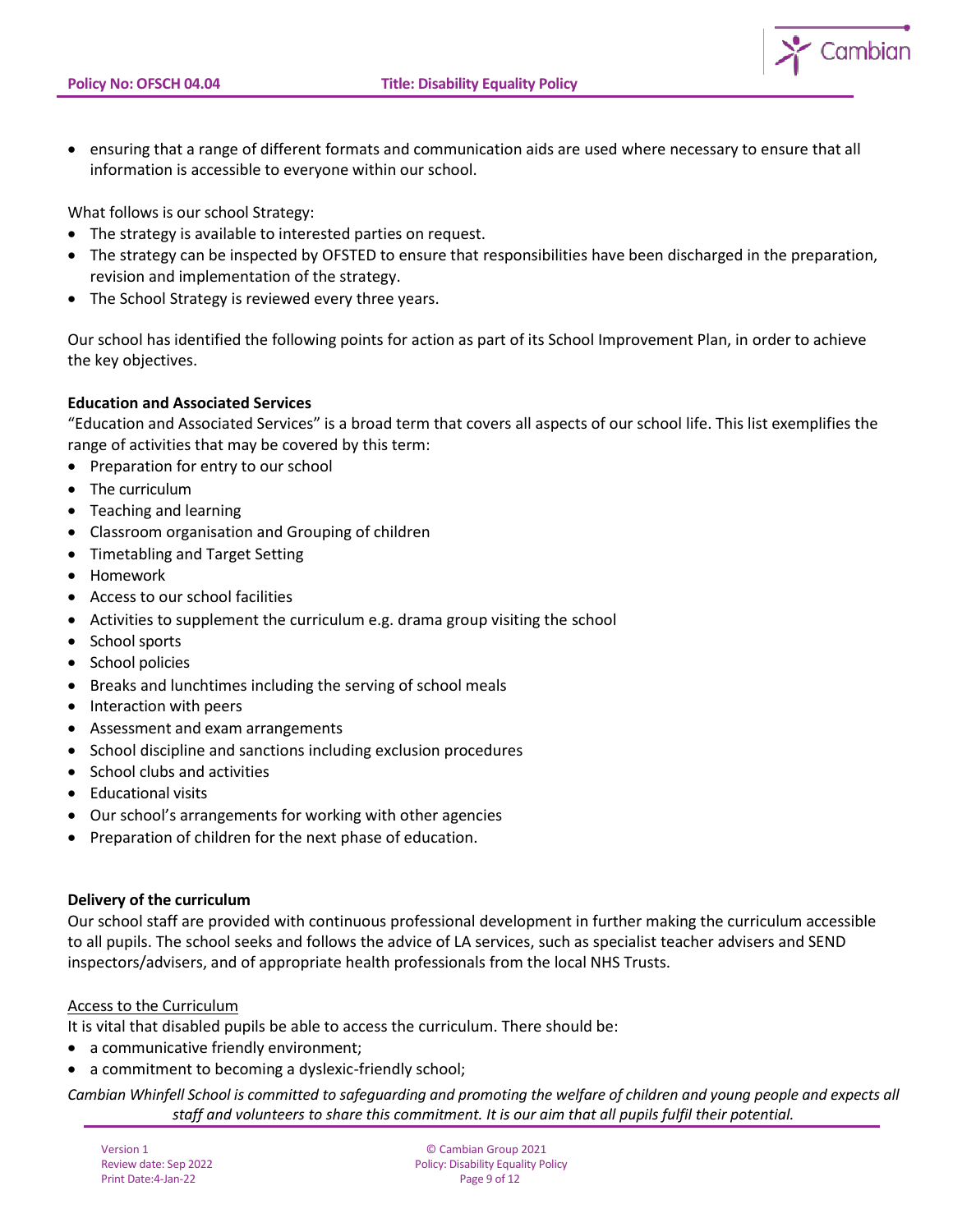- ensuring that a range of different formats and communication aids are used where necessary to ensure that all information is accessible to everyone within our school.

What follows is our school Strategy:

- The strategy is available to interested parties on request.
- The strategy can be inspected by OFSTED to ensure that responsibilities have been discharged in the preparation, revision and implementation of the strategy.
- The School Strategy is reviewed every three years.

Our school has identified the following points for action as part of its School Improvement Plan, in order to achieve the key objectives.

**Education and Associated Services**

"Education and Associated Services" is a broad term that covers all aspects of our school life. This list exemplifies the range of activities that may be covered by this term:

- Preparation for entry to our school
- The curriculum
- Teaching and learning
- Classroom organisation and Grouping of children
- Timetabling and Target Setting
- Homework
- Access to our school facilities
- Activities to supplement the curriculum e.g. drama group visiting the school
- School sports
- School policies
- Breaks and lunchtimes including the serving of school meals
- Interaction with peers
- Assessment and exam arrangements
- School discipline and sanctions including exclusion procedures
- School clubs and activities
- Educational visits
- Our school's arrangements for working with other agencies
- Preparation of children for the next phase of education.

**Delivery of the curriculum**

Our school staff are provided with continuous professional development in further making the curriculum accessible to all pupils. The school seeks and follows the advice of LA services, such as specialist teacher advisers and SEND inspectors/advisers, and of appropriate health professionals from the local NHS Trusts.

Access to the Curriculum

It is vital that disabled pupils be able to access the curriculum. There should be:

- a communicative friendly environment;
- a commitment to becoming a dyslexic-friendly school;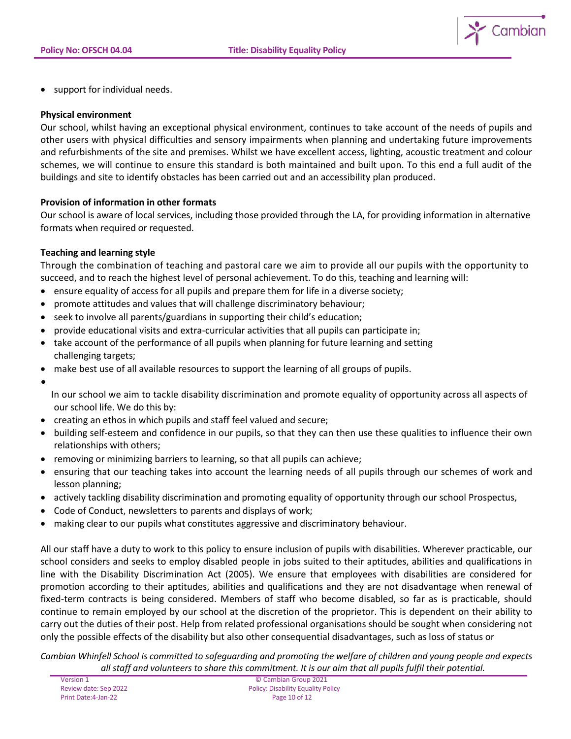- support for individual needs.

**Physical environment**

Our school, whilst having an exceptional physical environment, continues to take account of the needs of pupils and other users with physical difficulties and sensory impairments when planning and undertaking future improvements and refurbishments of the site and premises. Whilst we have excellent access, lighting, acoustic treatment and colour schemes, we will continue to ensure this standard is both maintained and built upon. To this end a full audit of the buildings and site to identify obstacles has been carried out and an accessibility plan produced.

**Provision of information in other formats**

Our school is aware of local services, including those provided through the LA, for providing information in alternative formats when required or requested.

**Teaching and learning style**

Through the combination of teaching and pastoral care we aim to provide all our pupils with the opportunity to succeed, and to reach the highest level of personal achievement. To do this, teaching and learning will:

- ensure equality of access for all pupils and prepare them for life in a diverse society;
- promote attitudes and values that will challenge discriminatory behaviour;
- seek to involve all parents/guardians in supporting their child's education;
- provide educational visits and extra-curricular activities that all pupils can participate in;
- take account of the performance of all pupils when planning for future learning and setting challenging targets;
- make best use of all available resources to support the learning of all groups of pupils.

In our school we aim to tackle disability discrimination and promote equality of opportunity across all aspects of our school life. We do this by:

- creating an ethos in which pupils and staff feel valued and secure;
- building self-esteem and confidence in our pupils, so that they can then use these qualities to influence their own relationships with others;
- removing or minimizing barriers to learning, so that all pupils can achieve;
- ensuring that our teaching takes into account the learning needs of all pupils through our schemes of work and lesson planning;
- actively tackling disability discrimination and promoting equality of opportunity through our school Prospectus,
- Code of Conduct, newsletters to parents and displays of work;
- making clear to our pupils what constitutes aggressive and discriminatory behaviour.

All our staff have a duty to work to this policy to ensure inclusion of pupils with disabilities. Wherever practicable, our school considers and seeks to employ disabled people in jobs suited to their aptitudes, abilities and qualifications in line with the Disability Discrimination Act (2005). We ensure that employees with disabilities are considered for promotion according to their aptitudes, abilities and qualifications and they are not disadvantage when renewal of fixed-term contracts is being considered. Members of staff who become disabled, so far as is practicable, should continue to remain employed by our school at the discretion of the proprietor. This is dependent on their ability to carry out the duties of their post. Help from related professional organisations should be sought when considering not only the possible effects of the disability but also other consequential disadvantages, such as loss of status or

*Cambian Whinfell School is committed to safeguarding and promoting the welfare of children and young people and expects all staff and volunteers to share this commitment. It is our aim that all pupils fulfil their potential.*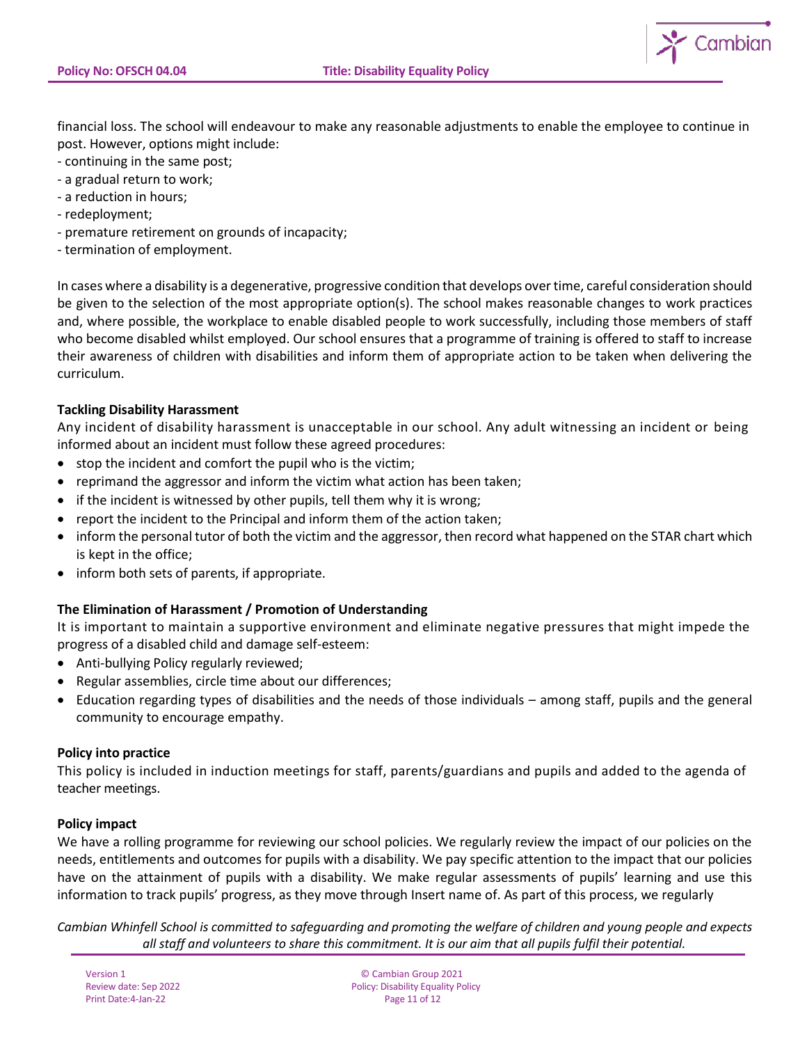financial loss. The school will endeavour to make any reasonable adjustments to enable the employee to continue in post. However, options might include:
- continuing in the same post;
- a gradual return to work;
- a reduction in hours;
- redeployment;
- premature retirement on grounds of incapacity;
- termination of employment.

In cases where a disability is a degenerative, progressive condition that develops over time, careful consideration should be given to the selection of the most appropriate option(s). The school makes reasonable changes to work practices and, where possible, the workplace to enable disabled people to work successfully, including those members of staff who become disabled whilst employed. Our school ensures that a programme of training is offered to staff to increase their awareness of children with disabilities and inform them of appropriate action to be taken when delivering the curriculum.

**Tackling Disability Harassment**

Any incident of disability harassment is unacceptable in our school. Any adult witnessing an incident or being informed about an incident must follow these agreed procedures:

- stop the incident and comfort the pupil who is the victim;
- reprimand the aggressor and inform the victim what action has been taken;
- if the incident is witnessed by other pupils, tell them why it is wrong;
- report the incident to the Principal and inform them of the action taken;
- inform the personal tutor of both the victim and the aggressor, then record what happened on the STAR chart which is kept in the office;
- inform both sets of parents, if appropriate.

**The Elimination of Harassment / Promotion of Understanding**

It is important to maintain a supportive environment and eliminate negative pressures that might impede the progress of a disabled child and damage self-esteem:

- Anti-bullying Policy regularly reviewed;
- Regular assemblies, circle time about our differences;
- Education regarding types of disabilities and the needs of those individuals – among staff, pupils and the general community to encourage empathy.

**Policy into practice**

This policy is included in induction meetings for staff, parents/guardians and pupils and added to the agenda of teacher meetings.

**Policy impact**

We have a rolling programme for reviewing our school policies. We regularly review the impact of our policies on the needs, entitlements and outcomes for pupils with a disability. We pay specific attention to the impact that our policies have on the attainment of pupils with a disability. We make regular assessments of pupils' learning and use this information to track pupils' progress, as they move through Insert name of. As part of this process, we regularly

*Cambian Whinfell School is committed to safeguarding and promoting the welfare of children and young people and expects all staff and volunteers to share this commitment. It is our aim that all pupils fulfil their potential.*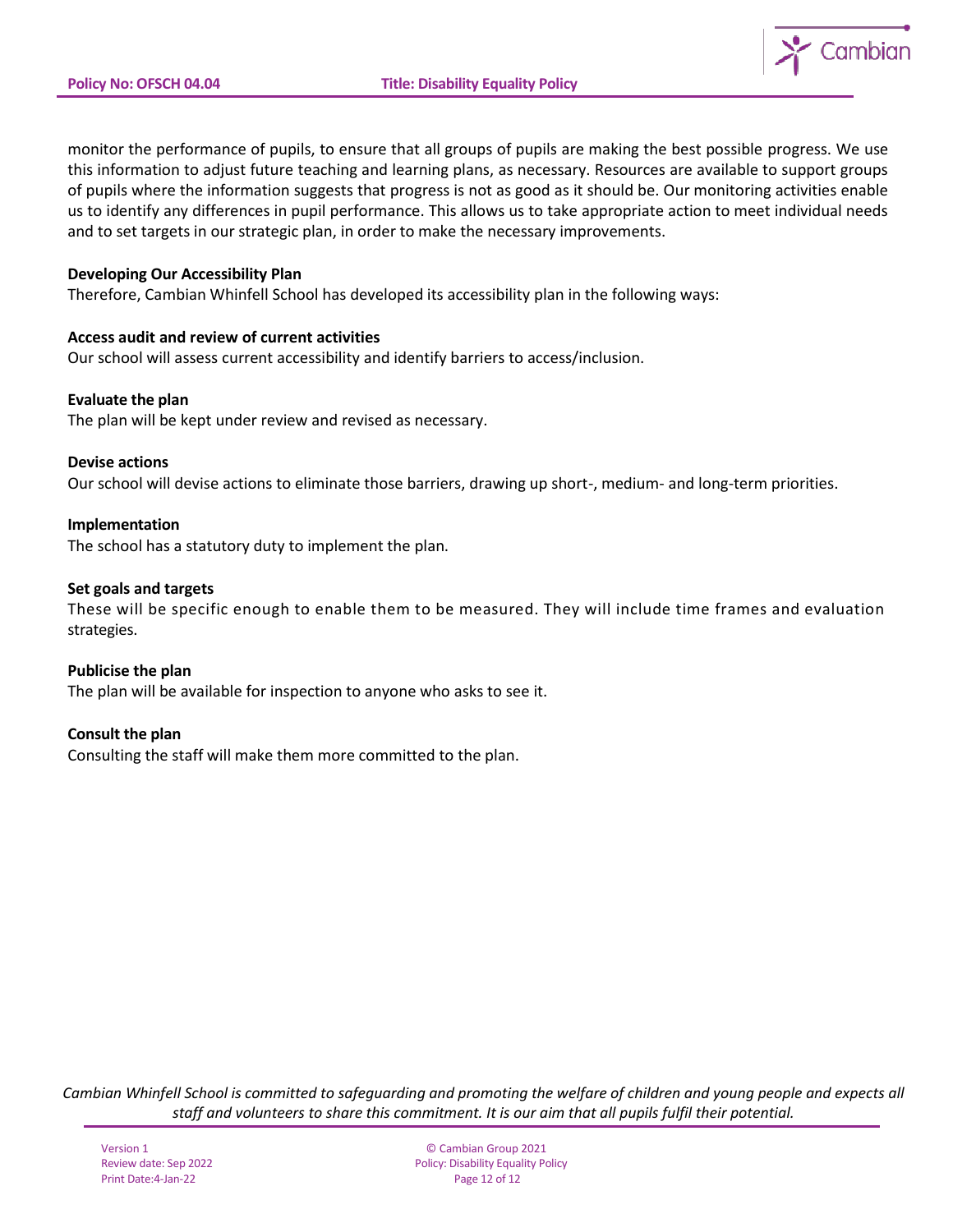monitor the performance of pupils, to ensure that all groups of pupils are making the best possible progress. We use this information to adjust future teaching and learning plans, as necessary. Resources are available to support groups of pupils where the information suggests that progress is not as good as it should be. Our monitoring activities enable us to identify any differences in pupil performance. This allows us to take appropriate action to meet individual needs and to set targets in our strategic plan, in order to make the necessary improvements.

**Developing Our Accessibility Plan**
Therefore, Cambian Whinfell School has developed its accessibility plan in the following ways:

**Access audit and review of current activities**
Our school will assess current accessibility and identify barriers to access/inclusion.

**Evaluate the plan**
The plan will be kept under review and revised as necessary.

**Devise actions**
Our school will devise actions to eliminate those barriers, drawing up short-, medium- and long-term priorities.

**Implementation**
The school has a statutory duty to implement the plan.

**Set goals and targets**
These will be specific enough to enable them to be measured. They will include time frames and evaluation strategies.

**Publicise the plan**
The plan will be available for inspection to anyone who asks to see it.

**Consult the plan**
Consulting the staff will make them more committed to the plan.